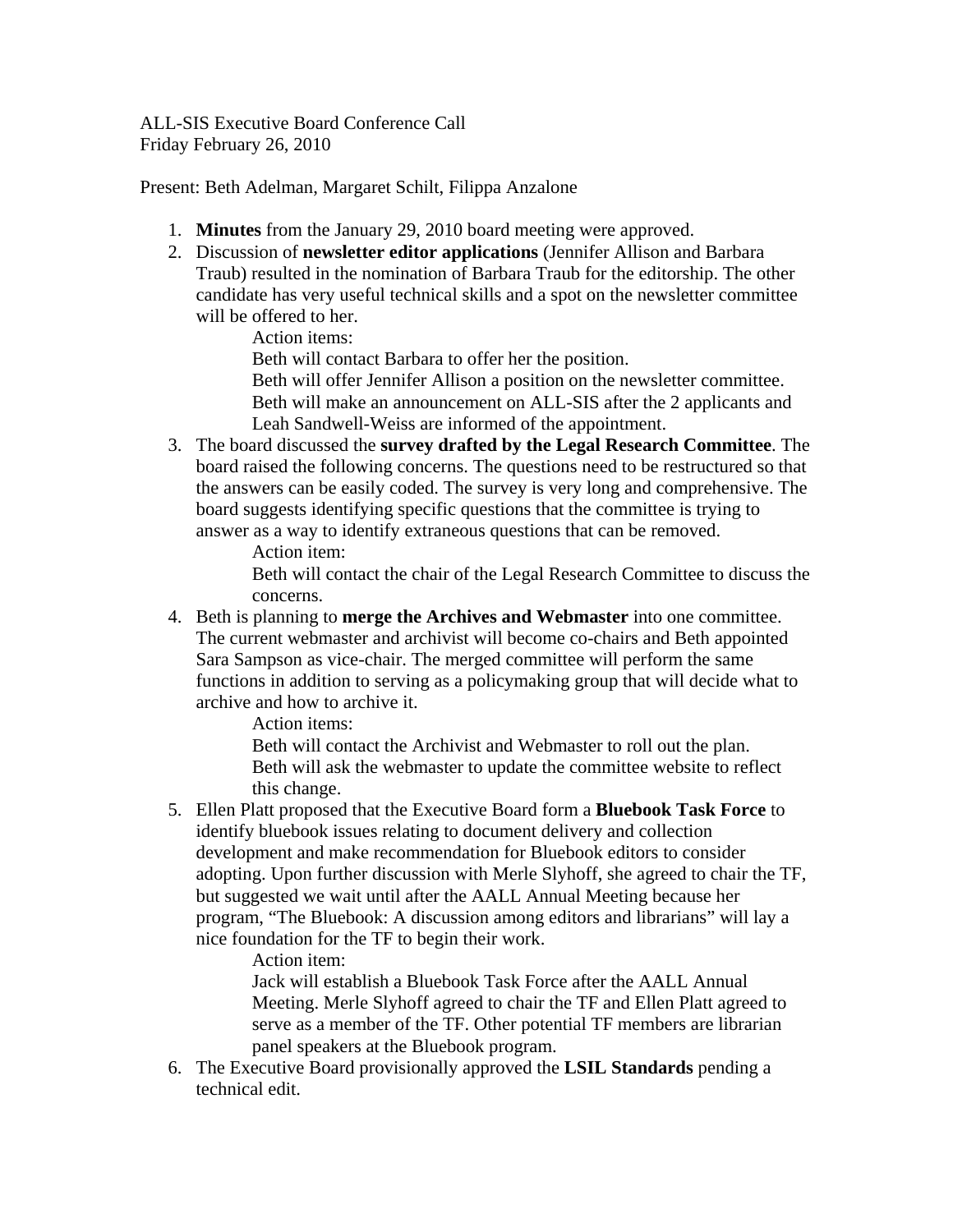ALL-SIS Executive Board Conference Call
Friday February 26, 2010

Present: Beth Adelman, Margaret Schilt, Filippa Anzalone

1. **Minutes** from the January 29, 2010 board meeting were approved.
2. Discussion of **newsletter editor applications** (Jennifer Allison and Barbara Traub) resulted in the nomination of Barbara Traub for the editorship. The other candidate has very useful technical skills and a spot on the newsletter committee will be offered to her.

   Action items:
   Beth will contact Barbara to offer her the position.
   Beth will offer Jennifer Allison a position on the newsletter committee.
   Beth will make an announcement on ALL-SIS after the 2 applicants and Leah Sandwell-Weiss are informed of the appointment.
3. The board discussed the **survey drafted by the Legal Research Committee**. The board raised the following concerns. The questions need to be restructured so that the answers can be easily coded. The survey is very long and comprehensive. The board suggests identifying specific questions that the committee is trying to answer as a way to identify extraneous questions that can be removed.

   Action item:
   Beth will contact the chair of the Legal Research Committee to discuss the concerns.
4. Beth is planning to **merge the Archives and Webmaster** into one committee. The current webmaster and archivist will become co-chairs and Beth appointed Sara Sampson as vice-chair. The merged committee will perform the same functions in addition to serving as a policymaking group that will decide what to archive and how to archive it.

   Action items:
   Beth will contact the Archivist and Webmaster to roll out the plan.
   Beth will ask the webmaster to update the committee website to reflect this change.
5. Ellen Platt proposed that the Executive Board form a **Bluebook Task Force** to identify bluebook issues relating to document delivery and collection development and make recommendation for Bluebook editors to consider adopting. Upon further discussion with Merle Slyhoff, she agreed to chair the TF, but suggested we wait until after the AALL Annual Meeting because her program, "The Bluebook: A discussion among editors and librarians" will lay a nice foundation for the TF to begin their work.

   Action item:
   Jack will establish a Bluebook Task Force after the AALL Annual Meeting. Merle Slyhoff agreed to chair the TF and Ellen Platt agreed to serve as a member of the TF. Other potential TF members are librarian panel speakers at the Bluebook program.
6. The Executive Board provisionally approved the **LSIL Standards** pending a technical edit.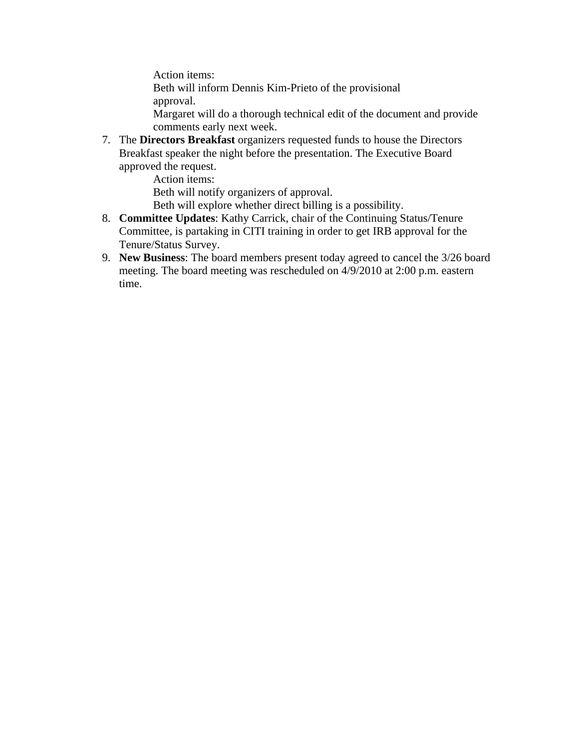Action items:
Beth will inform Dennis Kim-Prieto of the provisional approval.
Margaret will do a thorough technical edit of the document and provide comments early next week.

7. The **Directors Breakfast** organizers requested funds to house the Directors Breakfast speaker the night before the presentation. The Executive Board approved the request.

    Action items:
    Beth will notify organizers of approval.
    Beth will explore whether direct billing is a possibility.

8. **Committee Updates**: Kathy Carrick, chair of the Continuing Status/Tenure Committee, is partaking in CITI training in order to get IRB approval for the Tenure/Status Survey.
9. **New Business**: The board members present today agreed to cancel the 3/26 board meeting. The board meeting was rescheduled on 4/9/2010 at 2:00 p.m. eastern time.